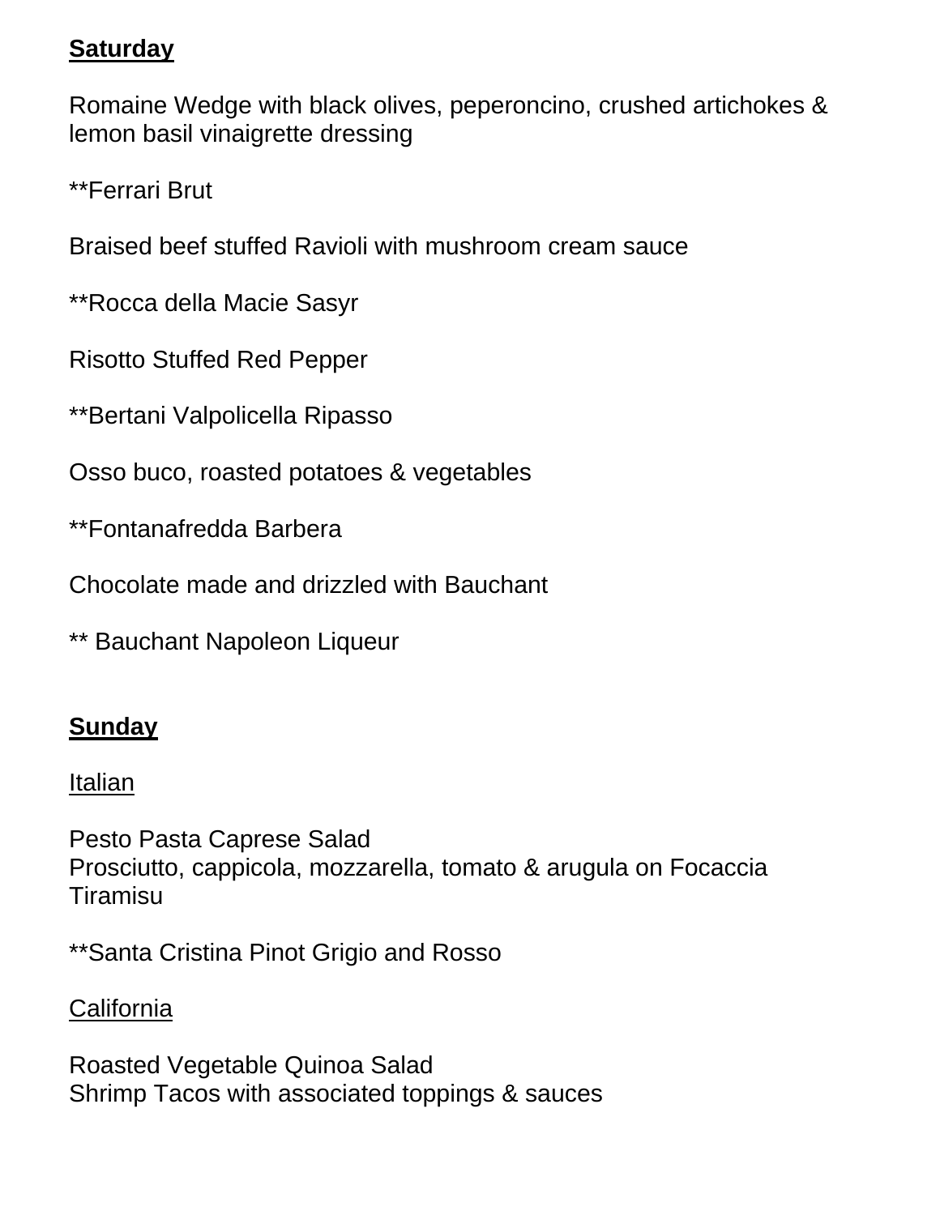**<u>Saturday</u>**

Romaine Wedge with black olives, peperoncino, crushed artichokes & lemon basil vinaigrette dressing

**Ferrari Brut

Braised beef stuffed Ravioli with mushroom cream sauce

**Rocca della Macie Sasyr

Risotto Stuffed Red Pepper

**Bertani Valpolicella Ripasso

Osso buco, roasted potatoes & vegetables

**Fontanafredda Barbera

Chocolate made and drizzled with Bauchant

** Bauchant Napoleon Liqueur

**<u>Sunday</u>**

<u>Italian</u>

Pesto Pasta Caprese Salad
Prosciutto, cappicola, mozzarella, tomato & arugula on Focaccia
Tiramisu

**Santa Cristina Pinot Grigio and Rosso

<u>California</u>

Roasted Vegetable Quinoa Salad
Shrimp Tacos with associated toppings & sauces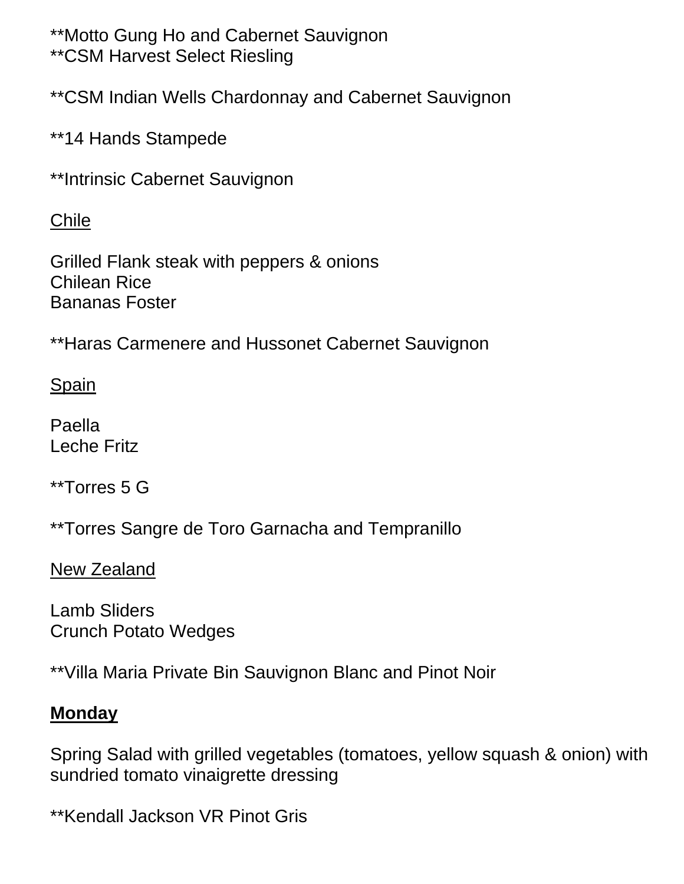**Motto Gung Ho and Cabernet Sauvignon
**CSM Harvest Select Riesling

**CSM Indian Wells Chardonnay and Cabernet Sauvignon

**14 Hands Stampede

**Intrinsic Cabernet Sauvignon

<u>Chile</u>

Grilled Flank steak with peppers & onions
Chilean Rice
Bananas Foster

**Haras Carmenere and Hussonet Cabernet Sauvignon

<u>Spain</u>

Paella
Leche Fritz

**Torres 5 G

**Torres Sangre de Toro Garnacha and Tempranillo

<u>New Zealand</u>

Lamb Sliders
Crunch Potato Wedges

**Villa Maria Private Bin Sauvignon Blanc and Pinot Noir

**<u>Monday</u>**

Spring Salad with grilled vegetables (tomatoes, yellow squash & onion) with sundried tomato vinaigrette dressing

**Kendall Jackson VR Pinot Gris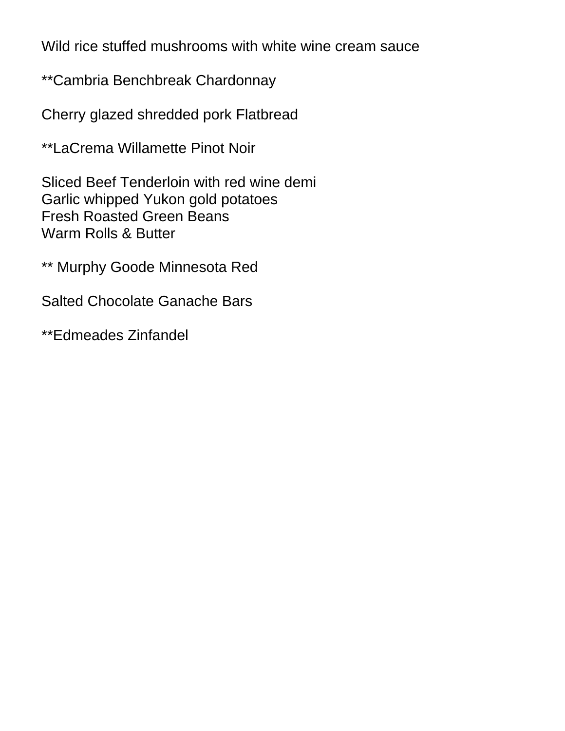Wild rice stuffed mushrooms with white wine cream sauce

**Cambria Benchbreak Chardonnay

Cherry glazed shredded pork Flatbread

**LaCrema Willamette Pinot Noir

Sliced Beef Tenderloin with red wine demi
Garlic whipped Yukon gold potatoes
Fresh Roasted Green Beans
Warm Rolls & Butter

** Murphy Goode Minnesota Red

Salted Chocolate Ganache Bars

**Edmeades Zinfandel